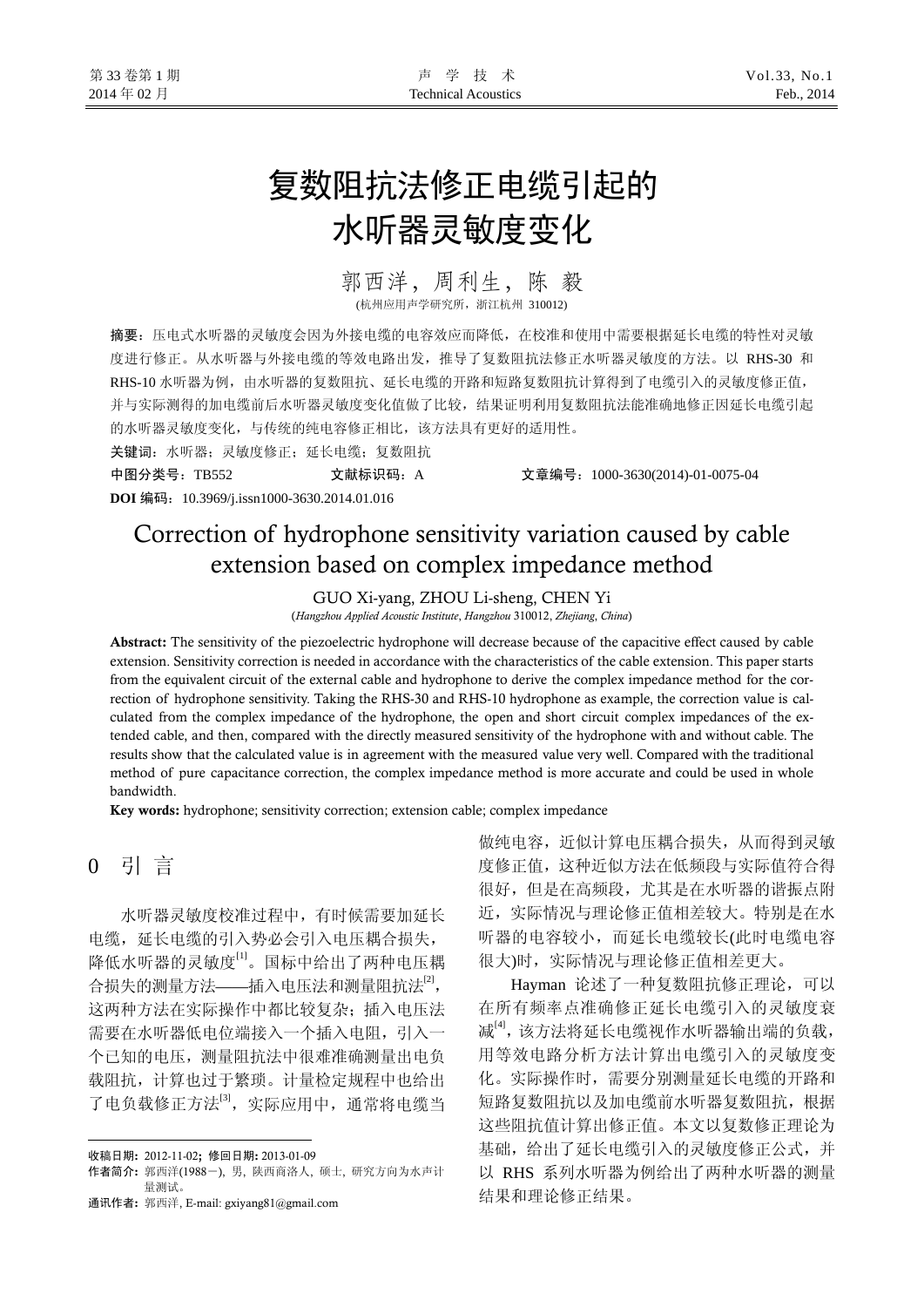# 复数阻抗法修正电缆引起的水听器灵敏度变化

郭西洋，周利生，陈 毅

(杭州应用声学研究所，浙江杭州 310012)

**摘要**：压电式水听器的灵敏度会因为外接电缆的电容效应而降低，在校准和使用中需要根据延长电缆的特性对灵敏度进行修正。从水听器与外接电缆的等效电路出发，推导了复数阻抗法修正水听器灵敏度的方法。以 RHS-30 和 RHS-10 水听器为例，由水听器的复数阻抗、延长电缆的开路和短路复数阻抗计算得到了电缆引入的灵敏度修正值，并与实际测得的加电缆前后水听器灵敏度变化值做了比较，结果证明利用复数阻抗法能准确地修正因延长电缆引起的水听器灵敏度变化，与传统的纯电容修正相比，该方法具有更好的适用性。

**关键词**：水听器；灵敏度修正；延长电缆；复数阻抗

**中图分类号**：TB552　　**文献标识码**：A　　**文章编号**：1000-3630(2014)-01-0075-04

**DOI 编码**：10.3969/j.issn1000-3630.2014.01.016

# Correction of hydrophone sensitivity variation caused by cable extension based on complex impedance method

GUO Xi-yang, ZHOU Li-sheng, CHEN Yi

(*Hangzhou Applied Acoustic Institute*, *Hangzhou* 310012, *Zhejiang*, *China*)

**Abstract:** The sensitivity of the piezoelectric hydrophone will decrease because of the capacitive effect caused by cable extension. Sensitivity correction is needed in accordance with the characteristics of the cable extension. This paper starts from the equivalent circuit of the external cable and hydrophone to derive the complex impedance method for the correction of hydrophone sensitivity. Taking the RHS-30 and RHS-10 hydrophone as example, the correction value is calculated from the complex impedance of the hydrophone, the open and short circuit complex impedances of the extended cable, and then, compared with the directly measured sensitivity of the hydrophone with and without cable. The results show that the calculated value is in agreement with the measured value very well. Compared with the traditional method of pure capacitance correction, the complex impedance method is more accurate and could be used in whole bandwidth.

**Key words:** hydrophone; sensitivity correction; extension cable; complex impedance

## 0 引 言

水听器灵敏度校准过程中，有时候需要加延长电缆，延长电缆的引入势必会引入电压耦合损失，降低水听器的灵敏度[1]。国标中给出了两种电压耦合损失的测量方法——插入电压法和测量阻抗法[2]，这两种方法在实际操作中都比较复杂：插入电压法需要在水听器低电位端接入一个插入电阻，引入一个已知的电压，测量阻抗法中很难准确测量出电负载阻抗，计算也过于繁琐。计量检定规程中也给出了电负载修正方法[3]，实际应用中，通常将电缆当做纯电容，近似计算电压耦合损失，从而得到灵敏度修正值，这种近似方法在低频段与实际值符合得很好，但是在高频段，尤其是在水听器的谐振点附近，实际情况与理论修正值相差较大。特别是在水听器的电容较小，而延长电缆较长(此时电缆电容很大)时，实际情况与理论修正值相差更大。

Hayman 论述了一种复数阻抗修正理论，可以在所有频率点准确修正延长电缆引入的灵敏度衰减[4]，该方法将延长电缆视作水听器输出端的负载，用等效电路分析方法计算出电缆引入的灵敏度变化。实际操作时，需要分别测量延长电缆的开路和短路复数阻抗以及加电缆前水听器复数阻抗，根据这些阻抗值计算出修正值。本文以复数修正理论为基础，给出了延长电缆引入的灵敏度修正公式，并以 RHS 系列水听器为例给出了两种水听器的测量结果和理论修正结果。

---

收稿日期：2012-11-02；修回日期：2013-01-09

作者简介：郭西洋(1988－)，男，陕西商洛人，硕士，研究方向为水声计量测试。

通讯作者：郭西洋，E-mail: gxiyang81@gmail.com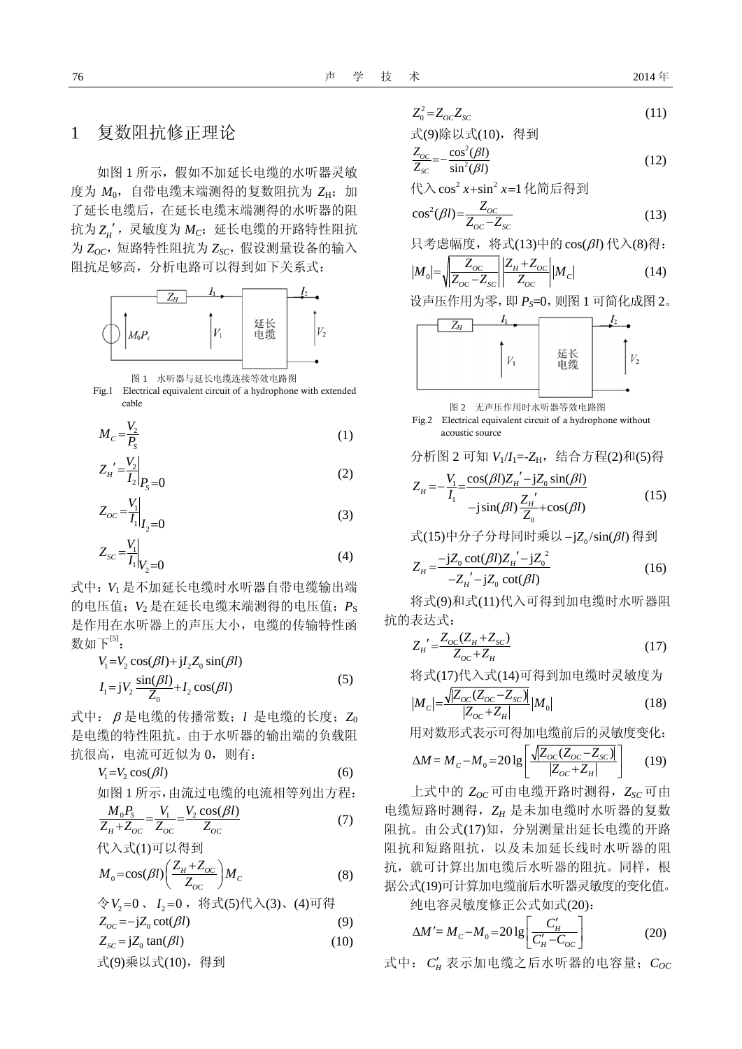## 1 复数阻抗修正理论

如图1所示，假如不加延长电缆的水听器灵敏度为 $M_0$，自带电缆末端测得的复数阻抗为 $Z_H$；加了延长电缆后，在延长电缆末端测得的水听器的阻抗为 $Z_H'$，灵敏度为 $M_C$；延长电缆的开路特性阻抗为 $Z_{OC}$，短路特性阻抗为 $Z_{SC}$，假设测量设备的输入阻抗足够高，分析电路可以得到如下关系式：

图1 水听器与延长电缆连接等效电路图
Fig.1 Electrical equivalent circuit of a hydrophone with extended cable

$$M_C=\frac{V_2}{P_S} \tag{1}$$

$$Z_H'=\frac{V_2}{I_2}\bigg|_{P_S=0} \tag{2}$$

$$Z_{OC}=\frac{V_1}{I_1}\bigg|_{I_2=0} \tag{3}$$

$$Z_{SC}=\frac{V_1}{I_1}\bigg|_{V_2=0} \tag{4}$$

式中：$V_1$ 是不加延长电缆时水听器自带电缆输出端的电压值；$V_2$ 是在延长电缆末端测得的电压值；$P_S$ 是作用在水听器上的声压大小，电缆的传输特性函数如下[5]：

$$\begin{aligned} V_1&=V_2\cos(\beta l)+\mathrm{j}I_2Z_0\sin(\beta l)\\ I_1&=\mathrm{j}V_2\frac{\sin(\beta l)}{Z_0}+I_2\cos(\beta l)\end{aligned} \tag{5}$$

式中：$\beta$ 是电缆的传播常数；$l$ 是电缆的长度；$Z_0$ 是电缆的特性阻抗。由于水听器的输出端的负载阻抗很高，电流可近似为0，则有：

$$V_1=V_2\cos(\beta l) \tag{6}$$

如图1所示，由流过电缆的电流相等列出方程：

$$\frac{M_0P_S}{Z_H+Z_{OC}}=\frac{V_1}{Z_{OC}}=\frac{V_2\cos(\beta l)}{Z_{OC}} \tag{7}$$

代入式(1)可以得到

$$M_0=\cos(\beta l)\left(\frac{Z_H+Z_{OC}}{Z_{OC}}\right)M_C \tag{8}$$

令 $V_2=0$、$I_2=0$，将式(5)代入(3)、(4)可得

$$Z_{OC}=-\mathrm{j}Z_0\cot(\beta l) \tag{9}$$

$$Z_{SC}=\mathrm{j}Z_0\tan(\beta l) \tag{10}$$

式(9)乘以式(10)，得到

$$Z_0^2=Z_{OC}Z_{SC} \tag{11}$$

式(9)除以式(10)，得到

$$\frac{Z_{OC}}{Z_{SC}}=-\frac{\cos^2(\beta l)}{\sin^2(\beta l)} \tag{12}$$

代入 $\cos^2x+\sin^2x=1$ 化简后得到

$$\cos^2(\beta l)=\frac{Z_{OC}}{Z_{OC}-Z_{SC}} \tag{13}$$

只考虑幅度，将式(13)中的 $\cos(\beta l)$ 代入(8)得：

$$|M_0|=\sqrt{\left|\frac{Z_{OC}}{Z_{OC}-Z_{SC}}\right|}\left|\frac{Z_H+Z_{OC}}{Z_{OC}}\right||M_C| \tag{14}$$

设声压作用为零，即 $P_S=0$，则图1可简化成图2。

图2 无声压作用时水听器等效电路图
Fig.2 Electrical equivalent circuit of a hydrophone without acoustic source

分析图2可知 $V_1/I_1=-Z_H$，结合方程(2)和(5)得

$$Z_H=-\frac{V_1}{I_1}=\frac{\cos(\beta l)Z_H'-\mathrm{j}Z_0\sin(\beta l)}{-\mathrm{j}\sin(\beta l)\dfrac{Z_H'}{Z_0}+\cos(\beta l)} \tag{15}$$

式(15)中分子分母同时乘以 $-\mathrm{j}Z_0/\sin(\beta l)$ 得到

$$Z_H=\frac{-\mathrm{j}Z_0\cot(\beta l)Z_H'-\mathrm{j}Z_0^{\,2}}{-Z_H'-\mathrm{j}Z_0\cot(\beta l)} \tag{16}$$

将式(9)和式(11)代入可得到加电缆时水听器阻抗的表达式：

$$Z_H'=\frac{Z_{OC}(Z_H+Z_{SC})}{Z_{OC}+Z_H} \tag{17}$$

将式(17)代入式(14)可得到加电缆时灵敏度为

$$|M_C|=\frac{\sqrt{|Z_{OC}(Z_{OC}-Z_{SC})|}}{|Z_{OC}+Z_H|}|M_0| \tag{18}$$

用对数形式表示可得加电缆前后的灵敏度变化：

$$\Delta M=M_C-M_0=20\lg\left[\frac{\sqrt{|Z_{OC}(Z_{OC}-Z_{SC})|}}{|Z_{OC}+Z_H|}\right] \tag{19}$$

上式中的 $Z_{OC}$ 可由电缆开路时测得，$Z_{SC}$ 可由电缆短路时测得，$Z_H$ 是未加电缆时水听器的复数阻抗。由公式(17)知，分别测量出延长电缆的开路阻抗和短路阻抗，以及未加延长线时水听器的阻抗，就可计算出加电缆后水听器的阻抗。同样，根据公式(19)可计算加电缆前后水听器灵敏度的变化值。

纯电容灵敏度修正公式如式(20)：

$$\Delta M'=M_C-M_0=20\lg\left[\frac{C_H'}{C_H'-C_{OC}}\right] \tag{20}$$

式中：$C_H'$ 表示加电缆之后水听器的电容量；$C_{OC}$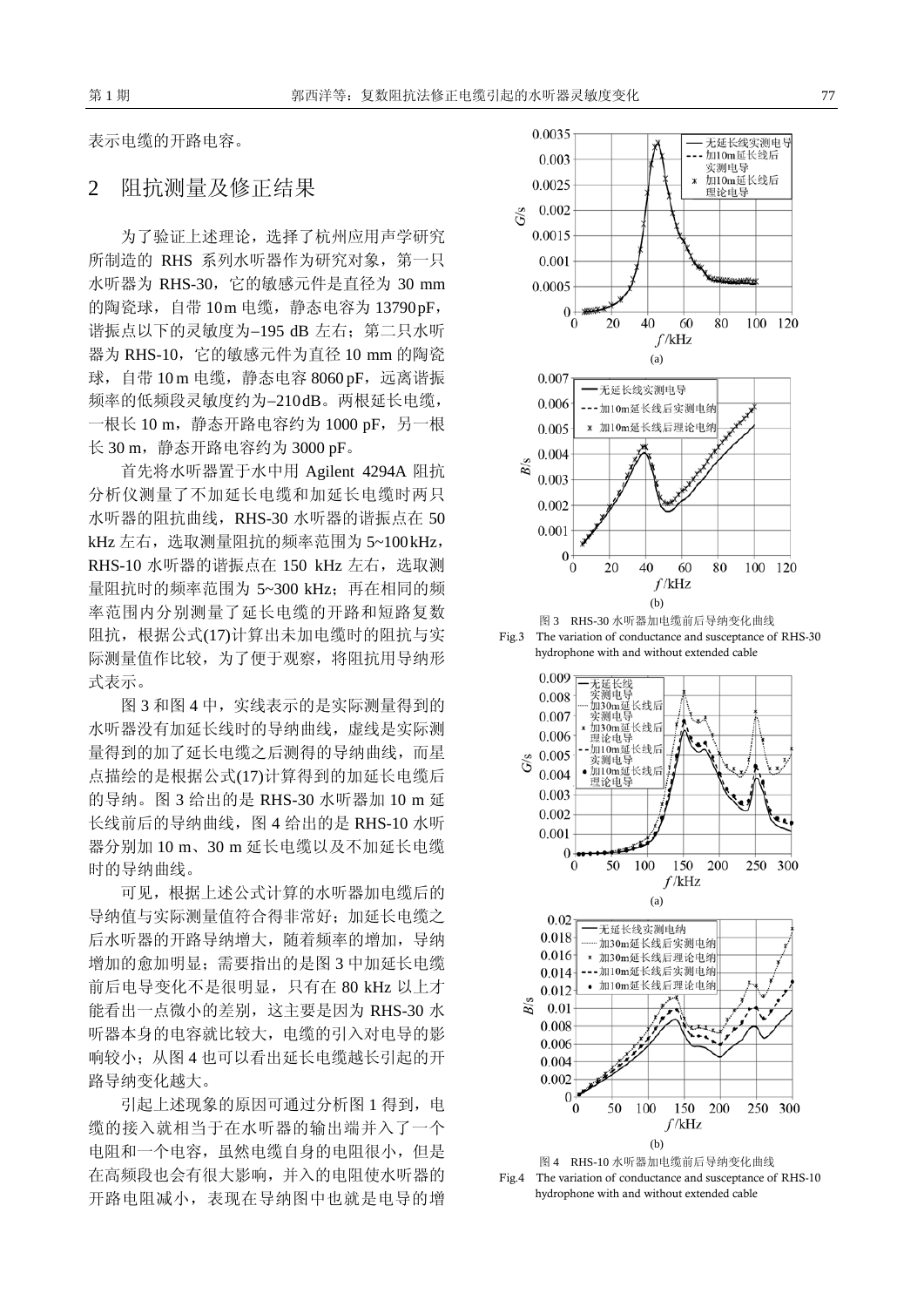表示电缆的开路电容。

## 2 阻抗测量及修正结果

为了验证上述理论，选择了杭州应用声学研究所制造的 RHS 系列水听器作为研究对象，第一只水听器为 RHS-30，它的敏感元件是直径为 30 mm 的陶瓷球，自带 10 m 电缆，静态电容为 13790 pF，谐振点以下的灵敏度为–195 dB 左右；第二只水听器为 RHS-10，它的敏感元件为直径 10 mm 的陶瓷球，自带 10 m 电缆，静态电容 8060 pF，远离谐振频率的低频段灵敏度约为–210 dB。两根延长电缆，一根长 10 m，静态开路电容约为 1000 pF，另一根长 30 m，静态开路电容约为 3000 pF。

首先将水听器置于水中用 Agilent 4294A 阻抗分析仪测量了不加延长电缆和加延长电缆时两只水听器的阻抗曲线，RHS-30 水听器的谐振点在 50 kHz 左右，选取测量阻抗的频率范围为 5~100 kHz，RHS-10 水听器的谐振点在 150 kHz 左右，选取测量阻抗时的频率范围为 5~300 kHz；再在相同的频率范围内分别测量了延长电缆的开路和短路复数阻抗，根据公式(17)计算出未加电缆时的阻抗与实际测量值作比较，为了便于观察，将阻抗用导纳形式表示。

图 3 和图 4 中，实线表示的是实际测量得到的水听器没有加延长线时的导纳曲线，虚线是实际测量得到的加了延长电缆之后测得的导纳曲线，而星点描绘的是根据公式(17)计算得到的加延长电缆后的导纳。图 3 给出的是 RHS-30 水听器加 10 m 延长线前后的导纳曲线，图 4 给出的是 RHS-10 水听器分别加 10 m、30 m 延长电缆以及不加延长电缆时的导纳曲线。

可见，根据上述公式计算的水听器加电缆后的导纳值与实际测量值符合得非常好；加延长电缆之后水听器的开路导纳增大，随着频率的增加，导纳增加的愈加明显；需要指出的是图 3 中加延长电缆前后电导变化不是很明显，只有在 80 kHz 以上才能看出一点微小的差别，这主要是因为 RHS-30 水听器本身的电容就比较大，电缆的引入对电导的影响较小；从图 4 也可以看出延长电缆越长引起的开路导纳变化越大。

引起上述现象的原因可通过分析图 1 得到，电缆的接入就相当于在水听器的输出端并入了一个电阻和一个电容，虽然电缆自身的电阻很小，但是在高频段也会有很大影响，并入的电阻使水听器的开路电阻减小，表现在导纳图中也就是电导的增

(a)

(b)

图 3 RHS-30 水听器加电缆前后导纳变化曲线

Fig.3 The variation of conductance and susceptance of RHS-30 hydrophone with and without extended cable

(a)

(b)

图 4 RHS-10 水听器加电缆前后导纳变化曲线

Fig.4 The variation of conductance and susceptance of RHS-10 hydrophone with and without extended cable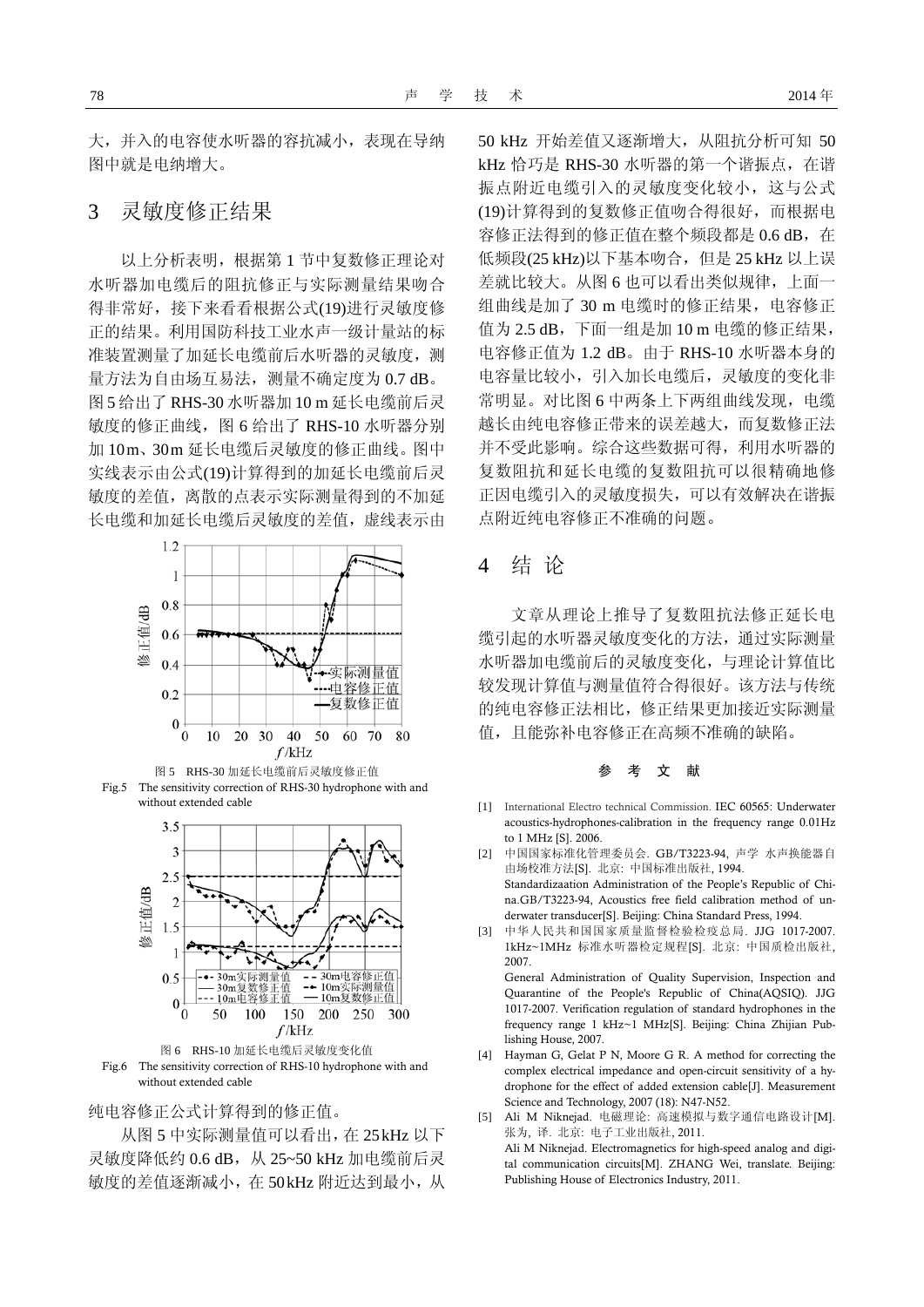大，并入的电容使水听器的容抗减小，表现在导纳图中就是电纳增大。

## 3 灵敏度修正结果

以上分析表明，根据第 1 节中复数修正理论对水听器加电缆后的阻抗修正与实际测量结果吻合得非常好，接下来看看根据公式(19)进行灵敏度修正的结果。利用国防科技工业水声一级计量站的标准装置测量了加延长电缆前后水听器的灵敏度，测量方法为自由场互易法，测量不确定度为 0.7 dB。图 5 给出了 RHS-30 水听器加 10 m 延长电缆前后灵敏度的修正曲线，图 6 给出了 RHS-10 水听器分别加 10m、30m 延长电缆后灵敏度的修正曲线。图中实线表示由公式(19)计算得到的加延长电缆前后灵敏度的差值，离散的点表示实际测量得到的不加延长电缆和加延长电缆后灵敏度的差值，虚线表示由

1.2
1
0.8
0.6
0.4
0.2
0
修正值/dB
0 10 20 30 40 50 60 70 80
$f$/kHz
实际测量值
电容修正值
复数修正值

图 5 RHS-30 加延长电缆前后灵敏度修正值

Fig.5 The sensitivity correction of RHS-30 hydrophone with and without extended cable

3.5
3
2.5
2
1.5
1
0.5
0
修正值/dB
0 50 100 150 200 250 300
$f$/kHz
30m实际测量值
30m复数修正值
10m电容修正值
30m电容修正值
10m实际测量值
10m复数修正值

图 6 RHS-10 加延长电缆后灵敏度变化值

Fig.6 The sensitivity correction of RHS-10 hydrophone with and without extended cable

纯电容修正公式计算得到的修正值。

从图 5 中实际测量值可以看出，在 25kHz 以下灵敏度降低约 0.6 dB，从 25~50 kHz 加电缆前后灵敏度的差值逐渐减小，在 50kHz 附近达到最小，从 50 kHz 开始差值又逐渐增大，从阻抗分析可知 50 kHz 恰巧是 RHS-30 水听器的第一个谐振点，在谐振点附近电缆引入的灵敏度变化较小，这与公式(19)计算得到的复数修正值吻合得很好，而根据电容修正法得到的修正值在整个频段都是 0.6 dB，在低频段(25 kHz)以下基本吻合，但是 25 kHz 以上误差就比较大。从图 6 也可以看出类似规律，上面一组曲线是加了 30 m 电缆时的修正结果，电容修正值为 2.5 dB，下面一组是加 10 m 电缆的修正结果，电容修正值为 1.2 dB。由于 RHS-10 水听器本身的电容量比较小，引入加长电缆后，灵敏度的变化非常明显。对比图 6 中两条上下两组曲线发现，电缆越长由纯电容修正带来的误差越大，而复数修正法并不受此影响。综合这些数据可得，利用水听器的复数阻抗和延长电缆的复数阻抗可以很精确地修正因电缆引入的灵敏度损失，可以有效解决在谐振点附近纯电容修正不准确的问题。

## 4 结 论

文章从理论上推导了复数阻抗法修正延长电缆引起的水听器灵敏度变化的方法，通过实际测量水听器加电缆前后的灵敏度变化，与理论计算值比较发现计算值与测量值符合得很好。该方法与传统的纯电容修正法相比，修正结果更加接近实际测量值，且能弥补电容修正在高频不准确的缺陷。

### 参 考 文 献

[1] International Electro technical Commission. IEC 60565: Underwater acoustics-hydrophones-calibration in the frequency range 0.01Hz to 1 MHz [S]. 2006.

[2] 中国国家标准化管理委员会. GB/T3223-94, 声学 水声换能器自由场校准方法[S]. 北京: 中国标准出版社, 1994.
Standardizaation Administration of the People's Republic of China.GB/T3223-94, Acoustics free field calibration method of underwater transducer[S]. Beijing: China Standard Press, 1994.

[3] 中华人民共和国国家质量监督检验检疫总局. JJG 1017-2007. 1kHz~1MHz 标准水听器检定规程[S]. 北京: 中国质检出版社, 2007.
General Administration of Quality Supervision, Inspection and Quarantine of the People's Republic of China(AQSIQ). JJG 1017-2007. Verification regulation of standard hydrophones in the frequency range 1 kHz~1 MHz[S]. Beijing: China Zhijian Publishing House, 2007.

[4] Hayman G, Gelat P N, Moore G R. A method for correcting the complex electrical impedance and open-circuit sensitivity of a hydrophone for the effect of added extension cable[J]. Measurement Science and Technology, 2007 (18): N47-N52.

[5] Ali M Niknejad. 电磁理论: 高速模拟与数字通信电路设计[M]. 张为, 译. 北京: 电子工业出版社, 2011.
Ali M Niknejad. Electromagnetics for high-speed analog and digital communication circuits[M]. ZHANG Wei, translate. Beijing: Publishing House of Electronics Industry, 2011.